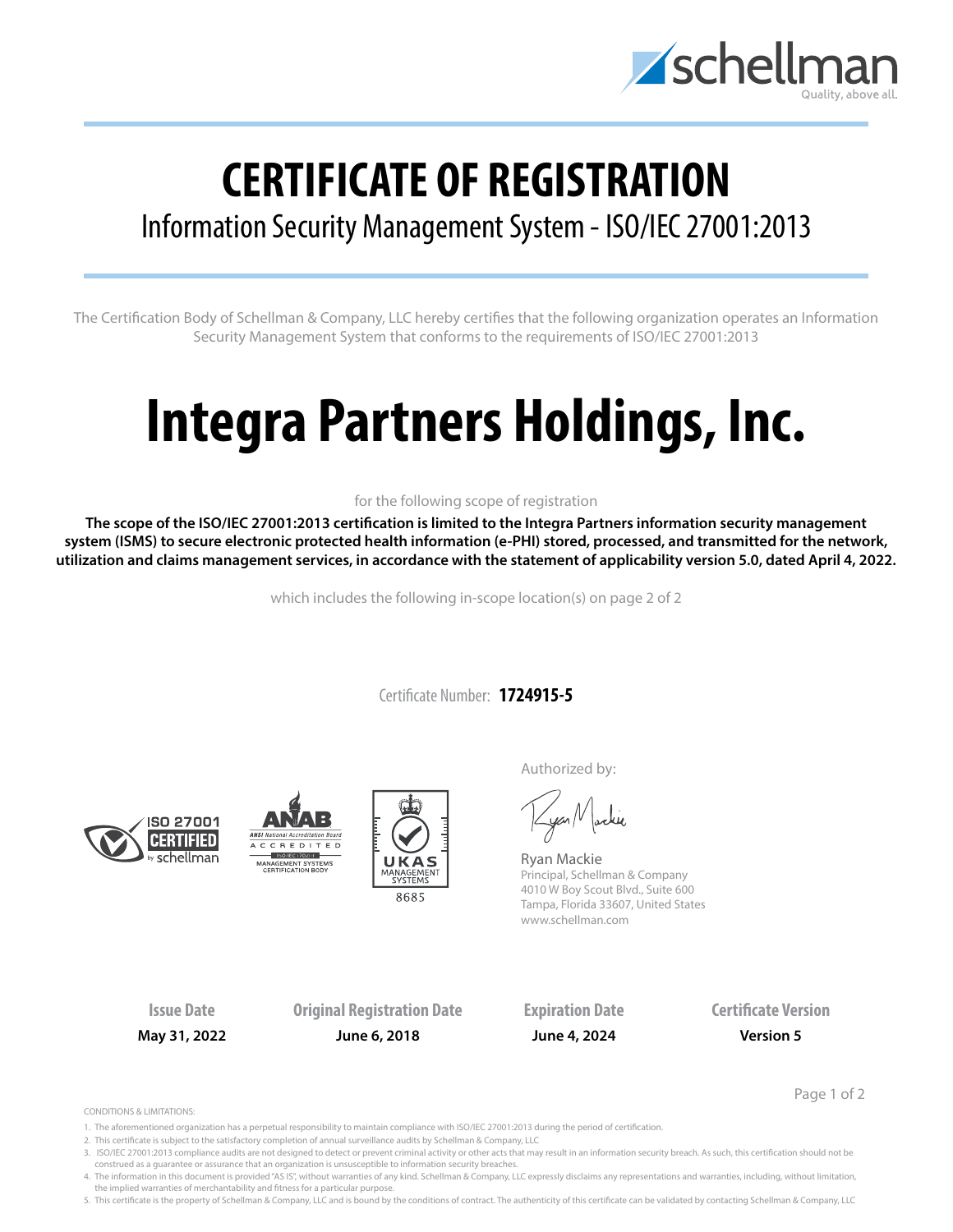schellman
Quality, above all.

# CERTIFICATE OF REGISTRATION

## Information Security Management System - ISO/IEC 27001:2013

The Certification Body of Schellman & Company, LLC hereby certifies that the following organization operates an Information Security Management System that conforms to the requirements of ISO/IEC 27001:2013

# Integra Partners Holdings, Inc.

for the following scope of registration

**The scope of the ISO/IEC 27001:2013 certification is limited to the Integra Partners information security management system (ISMS) to secure electronic protected health information (e-PHI) stored, processed, and transmitted for the network, utilization and claims management services, in accordance with the statement of applicability version 5.0, dated April 4, 2022.**

which includes the following in-scope location(s) on page 2 of 2

Certificate Number: **1724915-5**

ISO 27001 CERTIFIED by schellman

ANAB — ANSI National Accreditation Board — ACCREDITED — ISO/IEC 17021-1 — MANAGEMENT SYSTEMS CERTIFICATION BODY

UKAS MANAGEMENT SYSTEMS 8685

Authorized by:

Ryan Mackie
Principal, Schellman & Company
4010 W Boy Scout Blvd., Suite 600
Tampa, Florida 33607, United States
www.schellman.com

| Issue Date | Original Registration Date | Expiration Date | Certificate Version |
|---|---|---|---|
| **May 31, 2022** | **June 6, 2018** | **June 4, 2024** | **Version 5** |

CONDITIONS & LIMITATIONS:

1. The aforementioned organization has a perpetual responsibility to maintain compliance with ISO/IEC 27001:2013 during the period of certification.
2. This certificate is subject to the satisfactory completion of annual surveillance audits by Schellman & Company, LLC
3. ISO/IEC 27001:2013 compliance audits are not designed to detect or prevent criminal activity or other acts that may result in an information security breach. As such, this certification should not be construed as a guarantee or assurance that an organization is unsusceptible to information security breaches.
4. The information in this document is provided "AS IS", without warranties of any kind. Schellman & Company, LLC expressly disclaims any representations and warranties, including, without limitation, the implied warranties of merchantability and fitness for a particular purpose.
5. This certificate is the property of Schellman & Company, LLC and is bound by the conditions of contract. The authenticity of this certificate can be validated by contacting Schellman & Company, LLC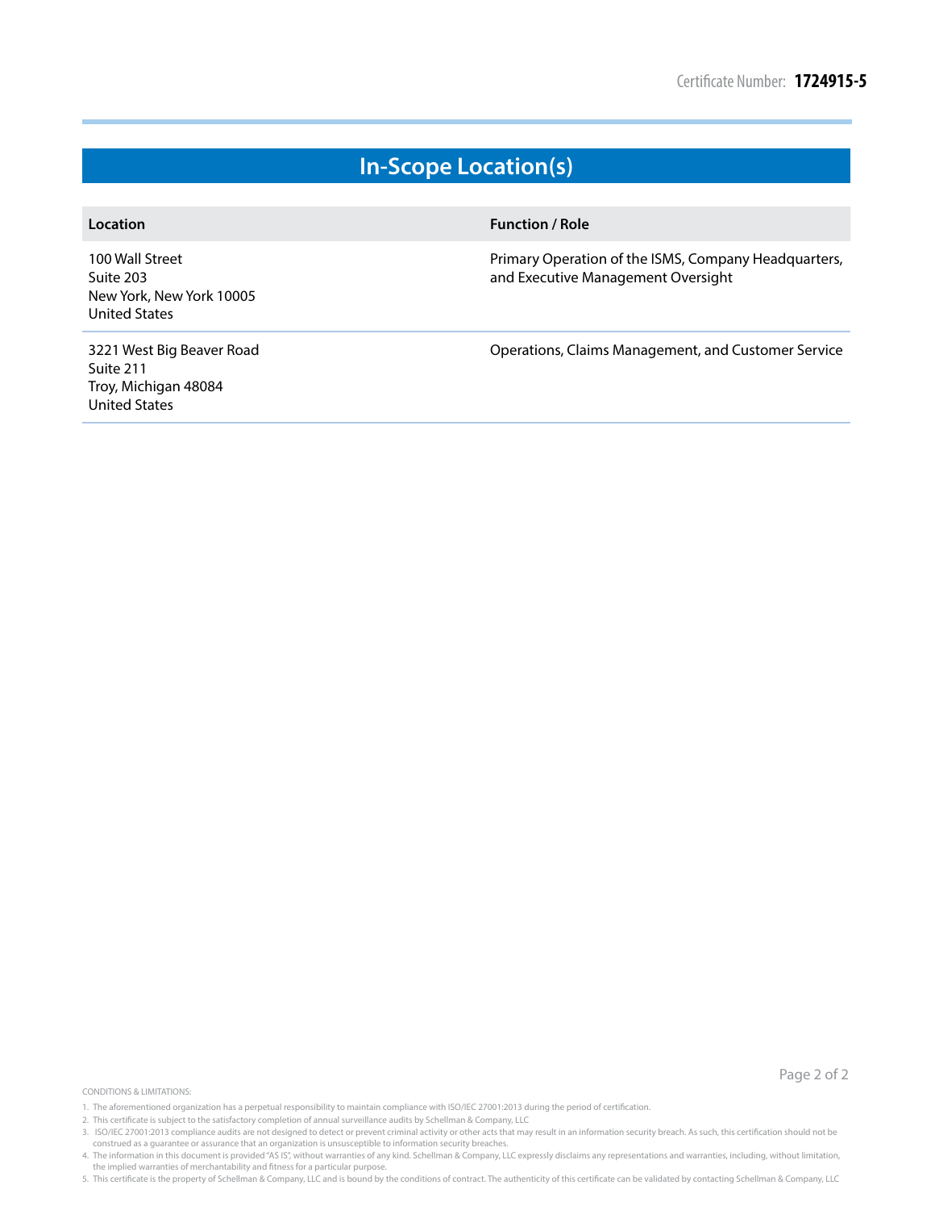Certificate Number: **1724915-5**

## In-Scope Location(s)

| Location | Function / Role |
|---|---|
| 100 Wall Street<br>Suite 203<br>New York, New York 10005<br>United States | Primary Operation of the ISMS, Company Headquarters, and Executive Management Oversight |
| 3221 West Big Beaver Road<br>Suite 211<br>Troy, Michigan 48084<br>United States | Operations, Claims Management, and Customer Service |

CONDITIONS & LIMITATIONS:

1. The aforementioned organization has a perpetual responsibility to maintain compliance with ISO/IEC 27001:2013 during the period of certification.
2. This certificate is subject to the satisfactory completion of annual surveillance audits by Schellman & Company, LLC
3. ISO/IEC 27001:2013 compliance audits are not designed to detect or prevent criminal activity or other acts that may result in an information security breach. As such, this certification should not be construed as a guarantee or assurance that an organization is unsusceptible to information security breaches.
4. The information in this document is provided "AS IS", without warranties of any kind. Schellman & Company, LLC expressly disclaims any representations and warranties, including, without limitation, the implied warranties of merchantability and fitness for a particular purpose.
5. This certificate is the property of Schellman & Company, LLC and is bound by the conditions of contract. The authenticity of this certificate can be validated by contacting Schellman & Company, LLC